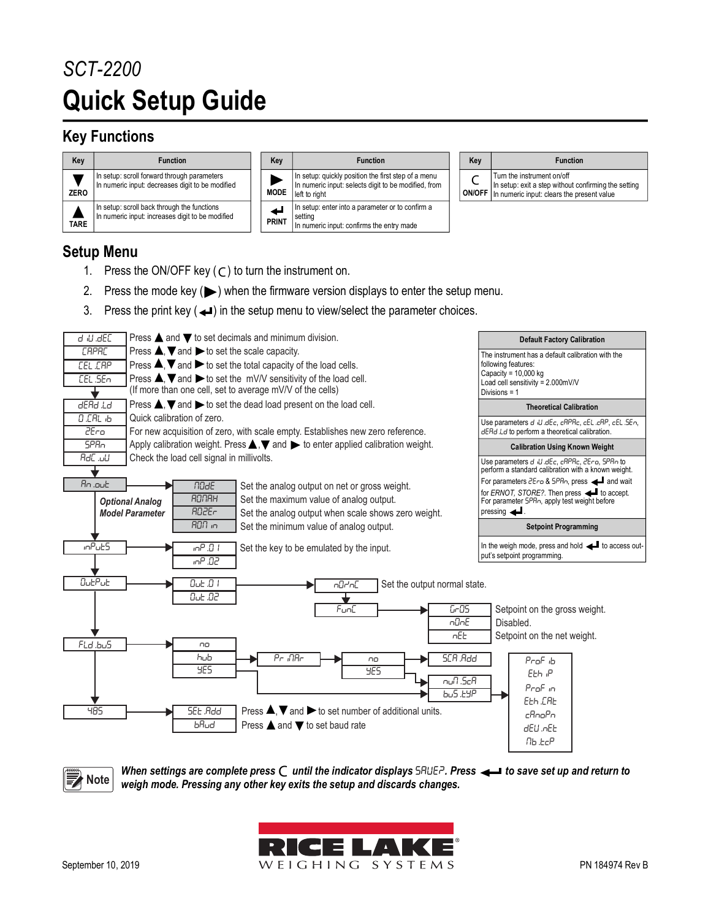*SCT-2200*

# Quick Setup Guide

## Key Functions

| Key | Function |
| --- | --- |
| ▼ ZERO | In setup: scroll forward through parameters<br>In numeric input: decreases digit to be modified |
| ▲ TARE | In setup: scroll back through the functions<br>In numeric input: increases digit to be modified |

| Key | Function |
| --- | --- |
| ▶ MODE | In setup: quickly position the first step of a menu<br>In numeric input: selects digit to be modified, from left to right |
| ↵ PRINT | In setup: enter into a parameter or to confirm a setting<br>In numeric input: confirms the entry made |

| Key | Function |
| --- | --- |
| C ON/OFF | Turn the instrument on/off<br>In setup: exit a step without confirming the setting<br>In numeric input: clears the present value |

## Setup Menu

1. Press the ON/OFF key (C) to turn the instrument on.
2. Press the mode key (▶) when the firmware version displays to enter the setup menu.
3. Press the print key (↵) in the setup menu to view/select the parameter choices.

- **d iU .dEC** – Press ▲ and ▼ to set decimals and minimum division.
- **CAPAC** – Press ▲, ▼ and ▶ to set the scale capacity.
- **CEL .CAP** – Press ▲, ▼ and ▶ to set the total capacity of the load cells.
- **CEL .SEn** – Press ▲, ▼ and ▶ to set the mV/V sensitivity of the load cell. (If more than one cell, set to average mV/V of the cells)
- **dEAd .Ld** – Press ▲, ▼ and ▶ to set the dead load present on the load cell.
- **0 .CAL ib** – Quick calibration of zero.
- **ZEro** – For new acquisition of zero, with scale empty. Establishes new zero reference.
- **SPAn** – Apply calibration weight. Press ▲, ▼ and ▶ to enter applied calibration weight.
- **AdC .uU** – Check the load cell signal in millivolts.
- **An .out** (*Optional Analog Model Parameter*)
  - **MOdE** – Set the analog output on net or gross weight.
  - **AOMAH** – Set the maximum value of analog output.
  - **AOZEr** – Set the analog output when scale shows zero weight.
  - **AOM in** – Set the minimum value of analog output.
- **inPutS**
  - **inP .01**, **inP .02** – Set the key to be emulated by the input.
- **OutPut**
  - **Out .01**, **Out .02**
    - **nOrnC** – Set the output normal state.
    - **FunC**
      - **GrOS** – Setpoint on the gross weight.
      - **nOnE** – Disabled.
      - **nEt** – Setpoint on the net weight.
- **FLd .buS**
  - **no**
  - **hub** → **Pr iMAr** → **no** / **YES** → **SCA .Add**
  - **YES** → **nuM .SCA**, **buS .tYP** → **ProF ib**, **Eth iP**, **ProF in**, **Eth .CAt**, **cAnoPn**, **dEU .nEt**, **Mb .tcP**
- **485**
  - **SEt .Add** – Press ▲, ▼ and ▶ to set number of additional units.
  - **bAud** – Press ▲ and ▼ to set baud rate

| Default Factory Calibration |
| --- |
| The instrument has a default calibration with the following features:<br>Capacity = 10,000 kg<br>Load cell sensitivity = 2.000mV/V<br>Divisions = 1 |
| **Theoretical Calibration** |
| Use parameters d iU .dEc, cAPAc, cEL .cAP, cEL .SEn, dEAd .Ld to perform a theoretical calibration. |
| **Calibration Using Known Weight** |
| Use parameters d iU .dEc, cAPAc, ZEro, SPAn to perform a standard calibration with a known weight.<br>For parameters ZEro & SPAn, press ↵ and wait for *ERNOT, STORE?*. Then press ↵ to accept. For parameter SPAn, apply test weight before pressing ↵. |
| **Setpoint Programming** |
| In the weigh mode, press and hold ↵ to access output's setpoint programming. |

> **Note** *When settings are complete press C until the indicator displays SAUE?. Press ↵ to save set up and return to weigh mode. Pressing any other key exits the setup and discards changes.*

RICE LAKE WEIGHING SYSTEMS

September 10, 2019 PN 184974 Rev B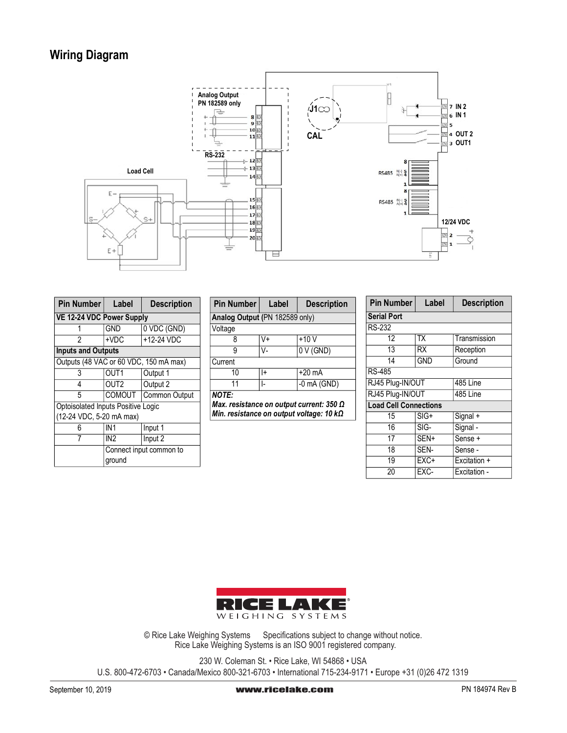## Wiring Diagram

Analog Output
PN 182589 only

RS-232

Load Cell

J1

CAL

7 IN 2
6 IN 1
5
4 OUT 2
3 OUT1

RS485

12/24 VDC

| Pin Number | Label | Description |
|---|---|---|
| **VE 12-24 VDC Power Supply** | | |
| 1 | GND | 0 VDC (GND) |
| 2 | +VDC | +12-24 VDC |
| **Inputs and Outputs** | | |
| Outputs (48 VAC or 60 VDC, 150 mA max) | | |
| 3 | OUT1 | Output 1 |
| 4 | OUT2 | Output 2 |
| 5 | COMOUT | Common Output |
| Optoisolated Inputs Positive Logic (12-24 VDC, 5-20 mA max) | | |
| 6 | IN1 | Input 1 |
| 7 | IN2 | Input 2 |
| | Connect input common to ground | |

| Pin Number | Label | Description |
|---|---|---|
| **Analog Output** (PN 182589 only) | | |
| Voltage | | |
| 8 | V+ | +10 V |
| 9 | V- | 0 V (GND) |
| Current | | |
| 10 | I+ | +20 mA |
| 11 | I- | -0 mA (GND) |
| ***NOTE:*** ***Max. resistance on output current: 350 Ω*** ***Min. resistance on output voltage: 10 kΩ*** | | |

| Pin Number | Label | Description |
|---|---|---|
| **Serial Port** | | |
| RS-232 | | |
| 12 | TX | Transmission |
| 13 | RX | Reception |
| 14 | GND | Ground |
| RS-485 | | |
| RJ45 Plug-IN/OUT | | 485 Line |
| RJ45 Plug-IN/OUT | | 485 Line |
| **Load Cell Connections** | | |
| 15 | SIG+ | Signal + |
| 16 | SIG- | Signal - |
| 17 | SEN+ | Sense + |
| 18 | SEN- | Sense - |
| 19 | EXC+ | Excitation + |
| 20 | EXC- | Excitation - |

RICE LAKE WEIGHING SYSTEMS

© Rice Lake Weighing Systems Specifications subject to change without notice.
Rice Lake Weighing Systems is an ISO 9001 registered company.

230 W. Coleman St. • Rice Lake, WI 54868 • USA
U.S. 800-472-6703 • Canada/Mexico 800-321-6703 • International 715-234-9171 • Europe +31 (0)26 472 1319

September 10, 2019 www.ricelake.com PN 184974 Rev B